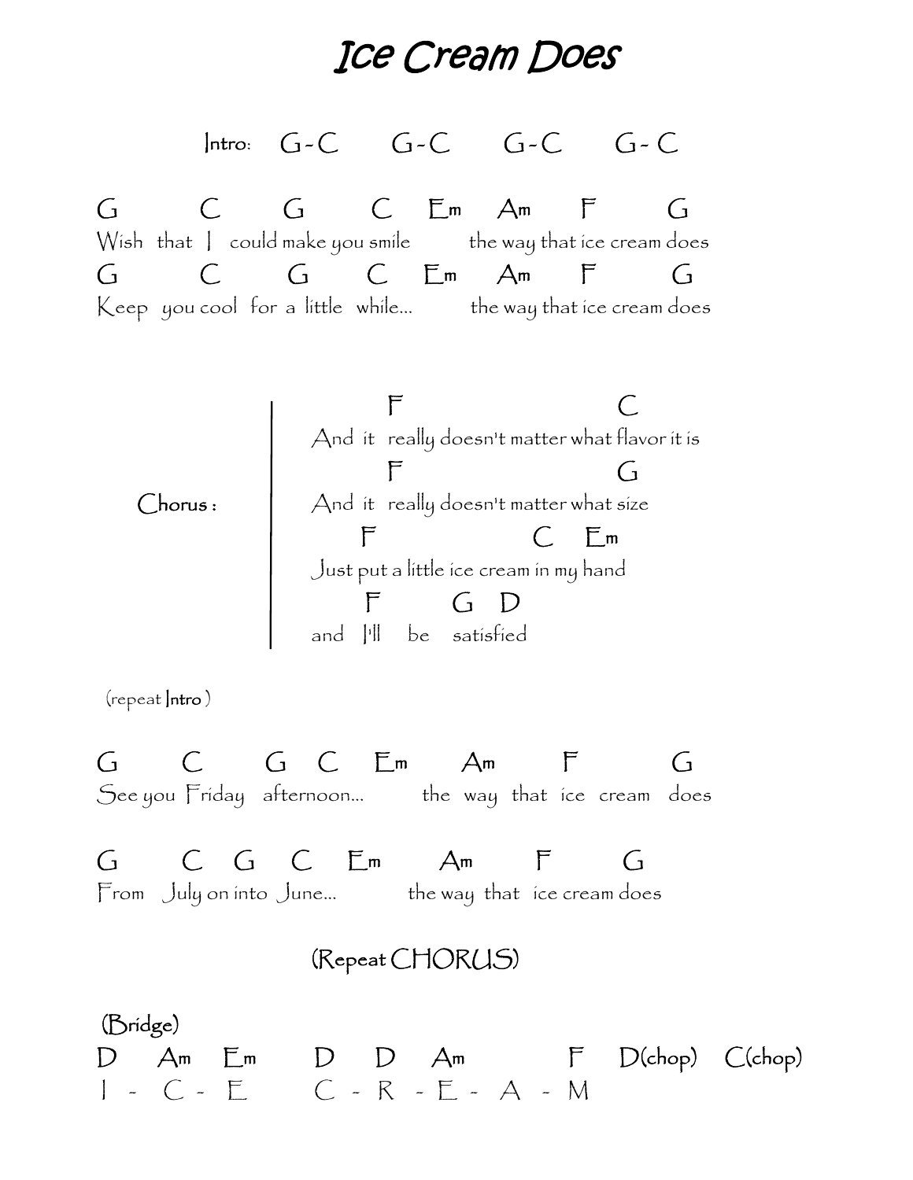# Ice Cream Does

Intro: G - C G - C G - C G - C

```
G       C       G          C    Em   Am    F         G
Wish  that  I  could make you smile    the way that ice cream does
G       C       G        C    Em     Am    F         G
Keep  you cool  for  a  little  while...   the way that ice cream does
```

Chorus :

```
        F                            C
And  it  really doesn't matter what flavor it is
        F                            G
And  it  really doesn't matter what size
      F                     C    Em
Just put a little ice cream in my hand
      F       G  D
and  I'll   be   satisfied
```

(repeat Intro)

```
G       C         G    C      Em       Am       F          G
See you Friday   afternoon...      the  way  that  ice  cream  does

G       C    G     C      Em        Am      F          G
From   July on into  June...      the way  that   ice cream does
```

(Repeat CHORUS)

(Bridge)

```
D   Am   Em      D   D   Am          F   D(chop)   C(chop)
I -  C -  E      C - R - E -  A  -  M
```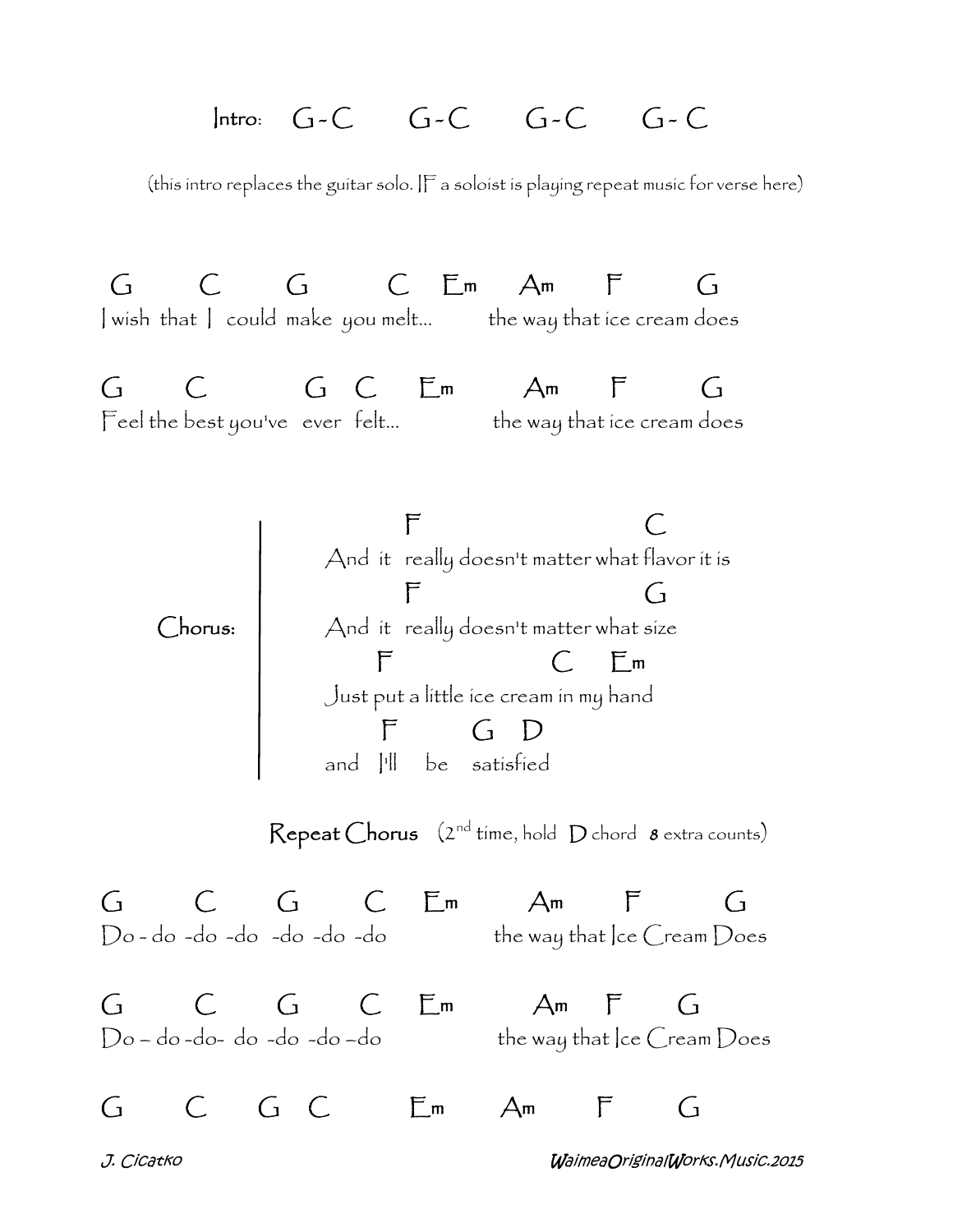Intro: G - C G - C G - C G - C

(this intro replaces the guitar solo. IF a soloist is playing repeat music for verse here)

```
 G      C     G       C   Em    Am     F       G
I wish that I  could make you melt...     the way that ice cream does

G      C          G  C    Em       Am     F       G
Feel the best you've  ever felt...         the way that ice cream does
```

**Chorus:**

```
            F                       C
And it really doesn't matter what flavor it is
            F                       G
And it really doesn't matter what size
        F                C   Em
Just put a little ice cream in my hand
        F       G  D
and I'll  be   satisfied
```

**Repeat Chorus** (2nd time, hold D chord 8 extra counts)

```
G       C      G       C    Em       Am       F        G
Do - do -do -do  -do -do -do          the way that Ice Cream Does

G       C      G       C    Em       Am     F      G
Do – do -do- do -do -do –do           the way that Ice Cream Does

G     C     G  C      Em    Am     F      G
```

J. Cicatko

WaimeaOriginalWorks.Music.2015